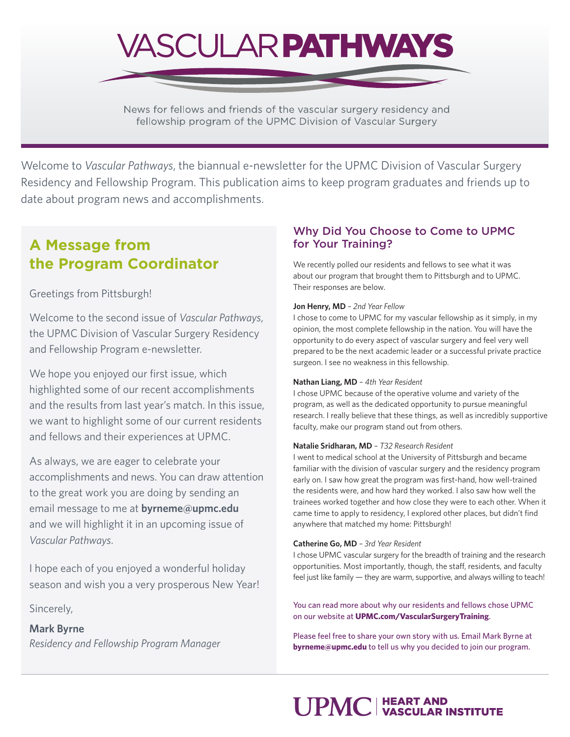# VASCULAR **PATHWAYS**

News for fellows and friends of the vascular surgery residency and fellowship program of the UPMC Division of Vascular Surgery

Welcome to *Vascular Pathways*, the biannual e-newsletter for the UPMC Division of Vascular Surgery Residency and Fellowship Program. This publication aims to keep program graduates and friends up to date about program news and accomplishments.

## A Message from the Program Coordinator

Greetings from Pittsburgh!

Welcome to the second issue of *Vascular Pathways*, the UPMC Division of Vascular Surgery Residency and Fellowship Program e-newsletter.

We hope you enjoyed our first issue, which highlighted some of our recent accomplishments and the results from last year's match. In this issue, we want to highlight some of our current residents and fellows and their experiences at UPMC.

As always, we are eager to celebrate your accomplishments and news. You can draw attention to the great work you are doing by sending an email message to me at **byrneme@upmc.edu** and we will highlight it in an upcoming issue of *Vascular Pathways*.

I hope each of you enjoyed a wonderful holiday season and wish you a very prosperous New Year!

Sincerely,

**Mark Byrne**
*Residency and Fellowship Program Manager*

## Why Did You Choose to Come to UPMC for Your Training?

We recently polled our residents and fellows to see what it was about our program that brought them to Pittsburgh and to UPMC. Their responses are below.

**Jon Henry, MD** – *2nd Year Fellow*
I chose to come to UPMC for my vascular fellowship as it simply, in my opinion, the most complete fellowship in the nation. You will have the opportunity to do every aspect of vascular surgery and feel very well prepared to be the next academic leader or a successful private practice surgeon. I see no weakness in this fellowship.

**Nathan Liang, MD** – *4th Year Resident*
I chose UPMC because of the operative volume and variety of the program, as well as the dedicated opportunity to pursue meaningful research. I really believe that these things, as well as incredibly supportive faculty, make our program stand out from others.

**Natalie Sridharan, MD** – *T32 Research Resident*
I went to medical school at the University of Pittsburgh and became familiar with the division of vascular surgery and the residency program early on. I saw how great the program was first-hand, how well-trained the residents were, and how hard they worked. I also saw how well the trainees worked together and how close they were to each other. When it came time to apply to residency, I explored other places, but didn't find anywhere that matched my home: Pittsburgh!

**Catherine Go, MD** – *3rd Year Resident*
I chose UPMC vascular surgery for the breadth of training and the research opportunities. Most importantly, though, the staff, residents, and faculty feel just like family — they are warm, supportive, and always willing to teach!

You can read more about why our residents and fellows chose UPMC on our website at **UPMC.com/VascularSurgeryTraining**.

Please feel free to share your own story with us. Email Mark Byrne at **byrneme@upmc.edu** to tell us why you decided to join our program.

UPMC | HEART AND VASCULAR INSTITUTE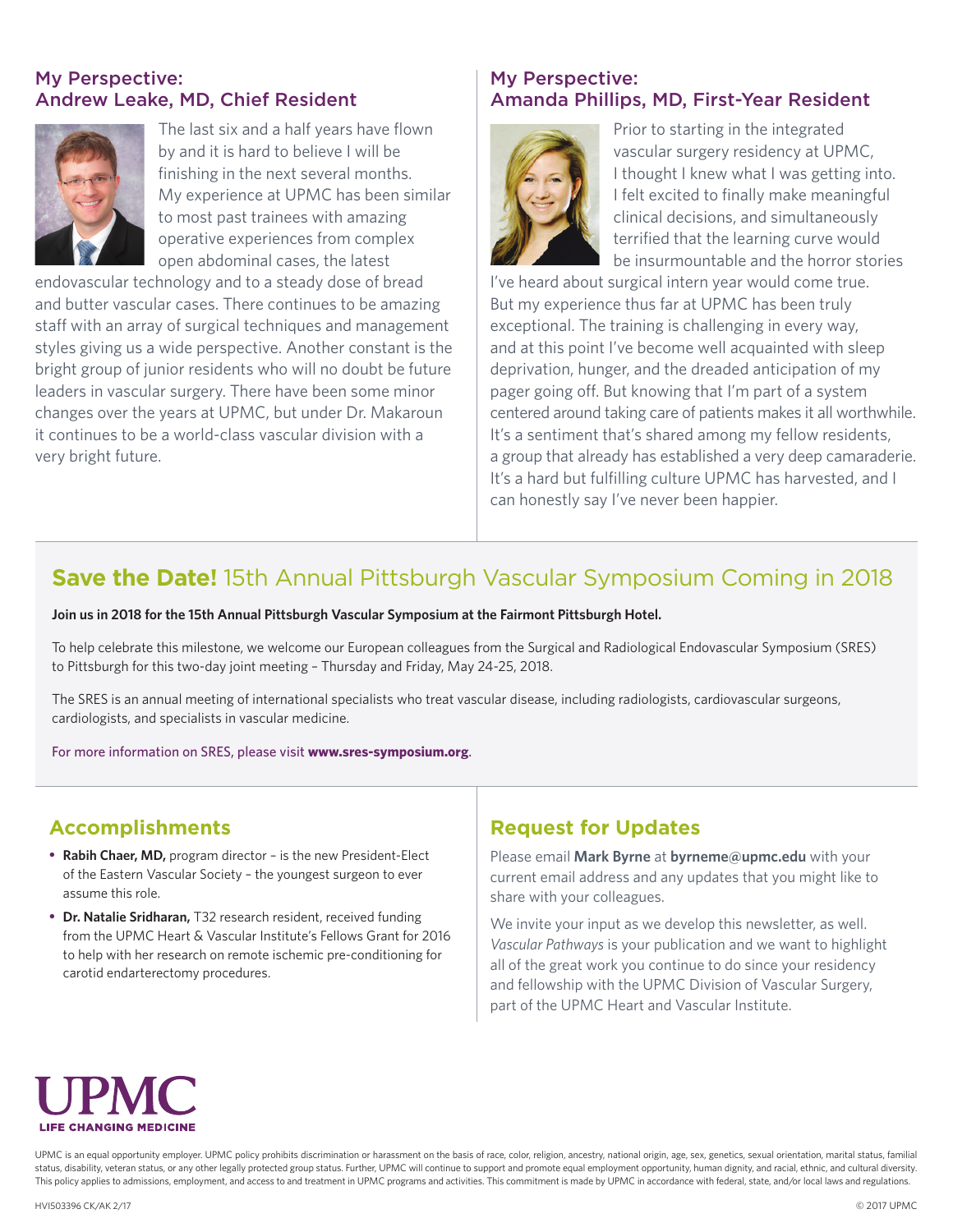## My Perspective: Andrew Leake, MD, Chief Resident

The last six and a half years have flown by and it is hard to believe I will be finishing in the next several months. My experience at UPMC has been similar to most past trainees with amazing operative experiences from complex open abdominal cases, the latest endovascular technology and to a steady dose of bread and butter vascular cases. There continues to be amazing staff with an array of surgical techniques and management styles giving us a wide perspective. Another constant is the bright group of junior residents who will no doubt be future leaders in vascular surgery. There have been some minor changes over the years at UPMC, but under Dr. Makaroun it continues to be a world-class vascular division with a very bright future.

## My Perspective: Amanda Phillips, MD, First-Year Resident

Prior to starting in the integrated vascular surgery residency at UPMC, I thought I knew what I was getting into. I felt excited to finally make meaningful clinical decisions, and simultaneously terrified that the learning curve would be insurmountable and the horror stories I've heard about surgical intern year would come true. But my experience thus far at UPMC has been truly exceptional. The training is challenging in every way, and at this point I've become well acquainted with sleep deprivation, hunger, and the dreaded anticipation of my pager going off. But knowing that I'm part of a system centered around taking care of patients makes it all worthwhile. It's a sentiment that's shared among my fellow residents, a group that already has established a very deep camaraderie. It's a hard but fulfilling culture UPMC has harvested, and I can honestly say I've never been happier.

## **Save the Date!** 15th Annual Pittsburgh Vascular Symposium Coming in 2018

**Join us in 2018 for the 15th Annual Pittsburgh Vascular Symposium at the Fairmont Pittsburgh Hotel.**

To help celebrate this milestone, we welcome our European colleagues from the Surgical and Radiological Endovascular Symposium (SRES) to Pittsburgh for this two-day joint meeting – Thursday and Friday, May 24-25, 2018.

The SRES is an annual meeting of international specialists who treat vascular disease, including radiologists, cardiovascular surgeons, cardiologists, and specialists in vascular medicine.

For more information on SRES, please visit **www.sres-symposium.org**.

## Accomplishments

- **Rabih Chaer, MD,** program director – is the new President-Elect of the Eastern Vascular Society – the youngest surgeon to ever assume this role.
- **Dr. Natalie Sridharan,** T32 research resident, received funding from the UPMC Heart & Vascular Institute's Fellows Grant for 2016 to help with her research on remote ischemic pre-conditioning for carotid endarterectomy procedures.

## Request for Updates

Please email **Mark Byrne** at **byrneme@upmc.edu** with your current email address and any updates that you might like to share with your colleagues.

We invite your input as we develop this newsletter, as well. *Vascular Pathways* is your publication and we want to highlight all of the great work you continue to do since your residency and fellowship with the UPMC Division of Vascular Surgery, part of the UPMC Heart and Vascular Institute.

UPMC
LIFE CHANGING MEDICINE

UPMC is an equal opportunity employer. UPMC policy prohibits discrimination or harassment on the basis of race, color, religion, ancestry, national origin, age, sex, genetics, sexual orientation, marital status, familial status, disability, veteran status, or any other legally protected group status. Further, UPMC will continue to support and promote equal employment opportunity, human dignity, and racial, ethnic, and cultural diversity. This policy applies to admissions, employment, and access to and treatment in UPMC programs and activities. This commitment is made by UPMC in accordance with federal, state, and/or local laws and regulations.

HVI503396 CK/AK 2/17

© 2017 UPMC